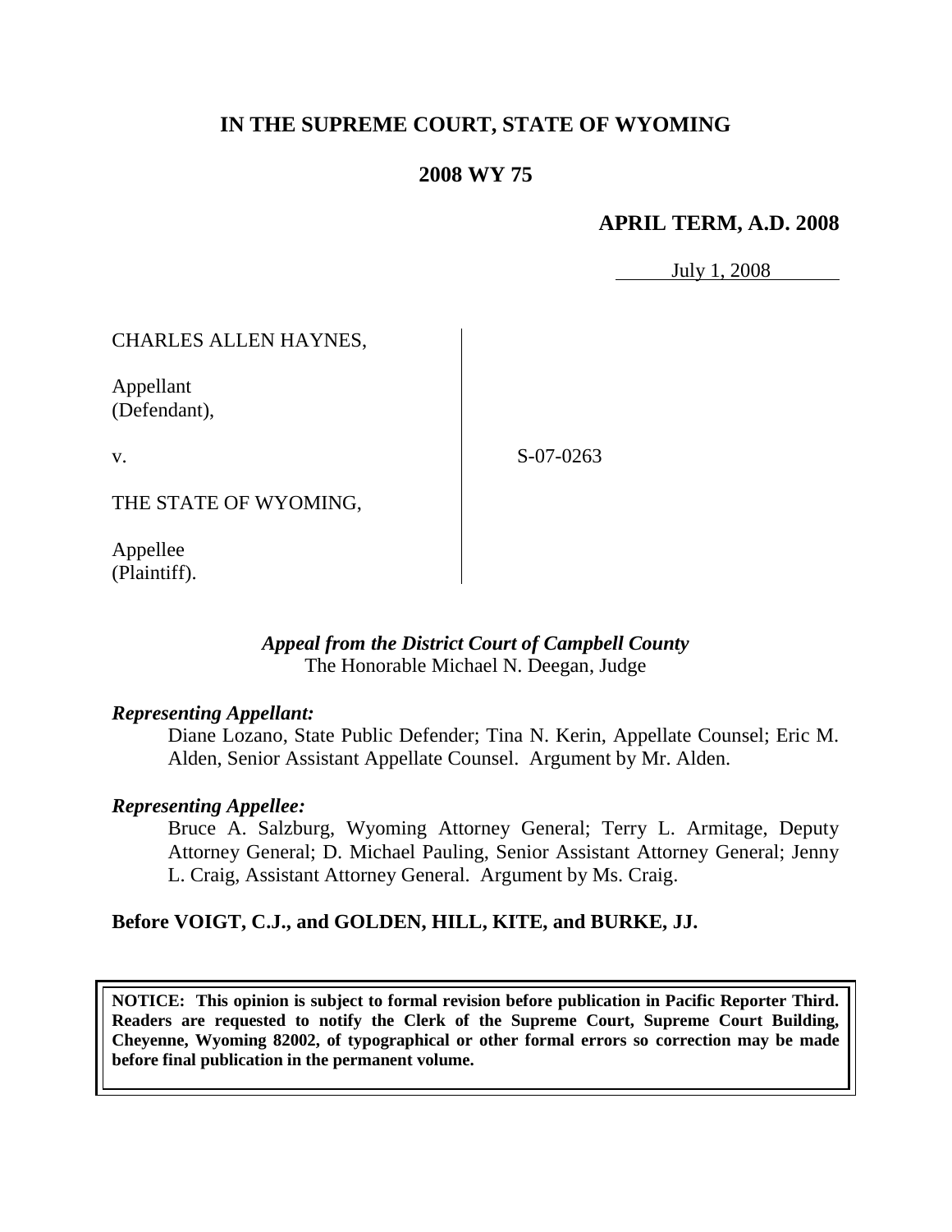# IN THE SUPREME COURT, STATE OF WYOMING

## 2008 WY 75

### APRIL TERM, A.D. 2008

July 1, 2008

CHARLES ALLEN HAYNES,

Appellant
(Defendant),

v.

S-07-0263

THE STATE OF WYOMING,

Appellee
(Plaintiff).

*Appeal from the District Court of Campbell County*
The Honorable Michael N. Deegan, Judge

*Representing Appellant:*

Diane Lozano, State Public Defender; Tina N. Kerin, Appellate Counsel; Eric M. Alden, Senior Assistant Appellate Counsel. Argument by Mr. Alden.

*Representing Appellee:*

Bruce A. Salzburg, Wyoming Attorney General; Terry L. Armitage, Deputy Attorney General; D. Michael Pauling, Senior Assistant Attorney General; Jenny L. Craig, Assistant Attorney General. Argument by Ms. Craig.

**Before VOIGT, C.J., and GOLDEN, HILL, KITE, and BURKE, JJ.**

**NOTICE: This opinion is subject to formal revision before publication in Pacific Reporter Third. Readers are requested to notify the Clerk of the Supreme Court, Supreme Court Building, Cheyenne, Wyoming 82002, of typographical or other formal errors so correction may be made before final publication in the permanent volume.**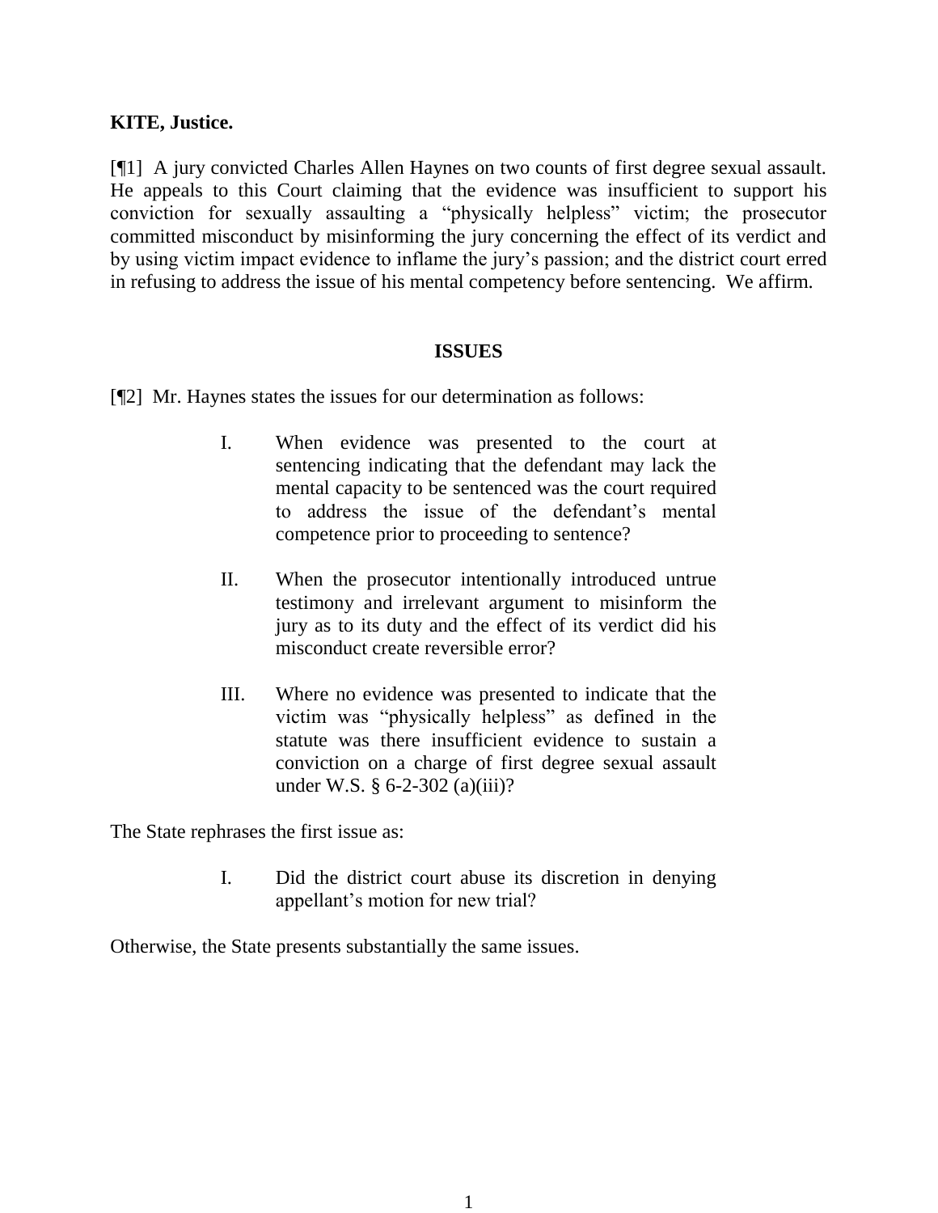**KITE, Justice.**

[¶1] A jury convicted Charles Allen Haynes on two counts of first degree sexual assault. He appeals to this Court claiming that the evidence was insufficient to support his conviction for sexually assaulting a "physically helpless" victim; the prosecutor committed misconduct by misinforming the jury concerning the effect of its verdict and by using victim impact evidence to inflame the jury's passion; and the district court erred in refusing to address the issue of his mental competency before sentencing. We affirm.

## ISSUES

[¶2] Mr. Haynes states the issues for our determination as follows:

> I. When evidence was presented to the court at sentencing indicating that the defendant may lack the mental capacity to be sentenced was the court required to address the issue of the defendant's mental competence prior to proceeding to sentence?
>
> II. When the prosecutor intentionally introduced untrue testimony and irrelevant argument to misinform the jury as to its duty and the effect of its verdict did his misconduct create reversible error?
>
> III. Where no evidence was presented to indicate that the victim was "physically helpless" as defined in the statute was there insufficient evidence to sustain a conviction on a charge of first degree sexual assault under W.S. § 6-2-302 (a)(iii)?

The State rephrases the first issue as:

> I. Did the district court abuse its discretion in denying appellant's motion for new trial?

Otherwise, the State presents substantially the same issues.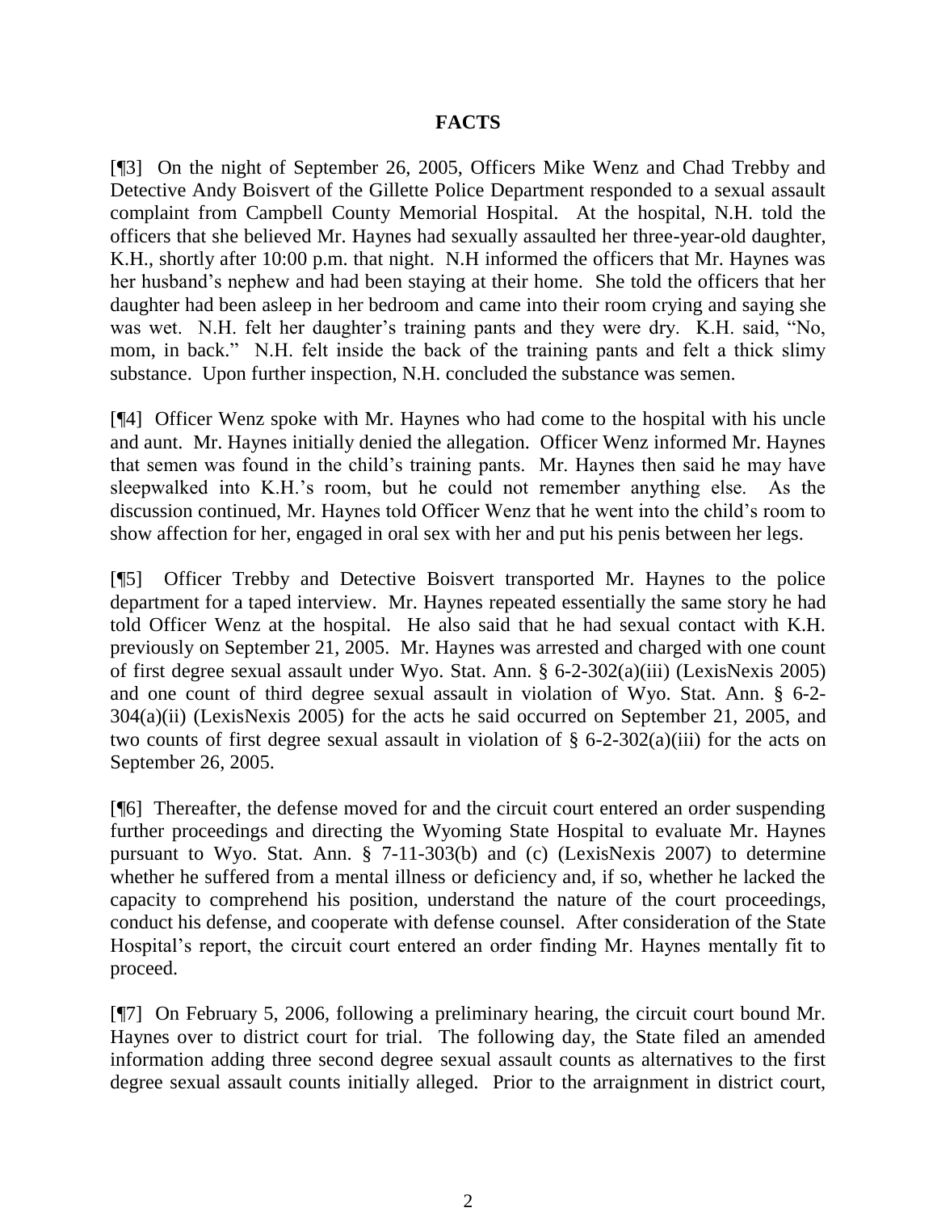## FACTS

[¶3] On the night of September 26, 2005, Officers Mike Wenz and Chad Trebby and Detective Andy Boisvert of the Gillette Police Department responded to a sexual assault complaint from Campbell County Memorial Hospital. At the hospital, N.H. told the officers that she believed Mr. Haynes had sexually assaulted her three-year-old daughter, K.H., shortly after 10:00 p.m. that night. N.H informed the officers that Mr. Haynes was her husband's nephew and had been staying at their home. She told the officers that her daughter had been asleep in her bedroom and came into their room crying and saying she was wet. N.H. felt her daughter's training pants and they were dry. K.H. said, "No, mom, in back." N.H. felt inside the back of the training pants and felt a thick slimy substance. Upon further inspection, N.H. concluded the substance was semen.

[¶4] Officer Wenz spoke with Mr. Haynes who had come to the hospital with his uncle and aunt. Mr. Haynes initially denied the allegation. Officer Wenz informed Mr. Haynes that semen was found in the child's training pants. Mr. Haynes then said he may have sleepwalked into K.H.'s room, but he could not remember anything else. As the discussion continued, Mr. Haynes told Officer Wenz that he went into the child's room to show affection for her, engaged in oral sex with her and put his penis between her legs.

[¶5] Officer Trebby and Detective Boisvert transported Mr. Haynes to the police department for a taped interview. Mr. Haynes repeated essentially the same story he had told Officer Wenz at the hospital. He also said that he had sexual contact with K.H. previously on September 21, 2005. Mr. Haynes was arrested and charged with one count of first degree sexual assault under Wyo. Stat. Ann. § 6-2-302(a)(iii) (LexisNexis 2005) and one count of third degree sexual assault in violation of Wyo. Stat. Ann. § 6-2-304(a)(ii) (LexisNexis 2005) for the acts he said occurred on September 21, 2005, and two counts of first degree sexual assault in violation of § 6-2-302(a)(iii) for the acts on September 26, 2005.

[¶6] Thereafter, the defense moved for and the circuit court entered an order suspending further proceedings and directing the Wyoming State Hospital to evaluate Mr. Haynes pursuant to Wyo. Stat. Ann. § 7-11-303(b) and (c) (LexisNexis 2007) to determine whether he suffered from a mental illness or deficiency and, if so, whether he lacked the capacity to comprehend his position, understand the nature of the court proceedings, conduct his defense, and cooperate with defense counsel. After consideration of the State Hospital's report, the circuit court entered an order finding Mr. Haynes mentally fit to proceed.

[¶7] On February 5, 2006, following a preliminary hearing, the circuit court bound Mr. Haynes over to district court for trial. The following day, the State filed an amended information adding three second degree sexual assault counts as alternatives to the first degree sexual assault counts initially alleged. Prior to the arraignment in district court,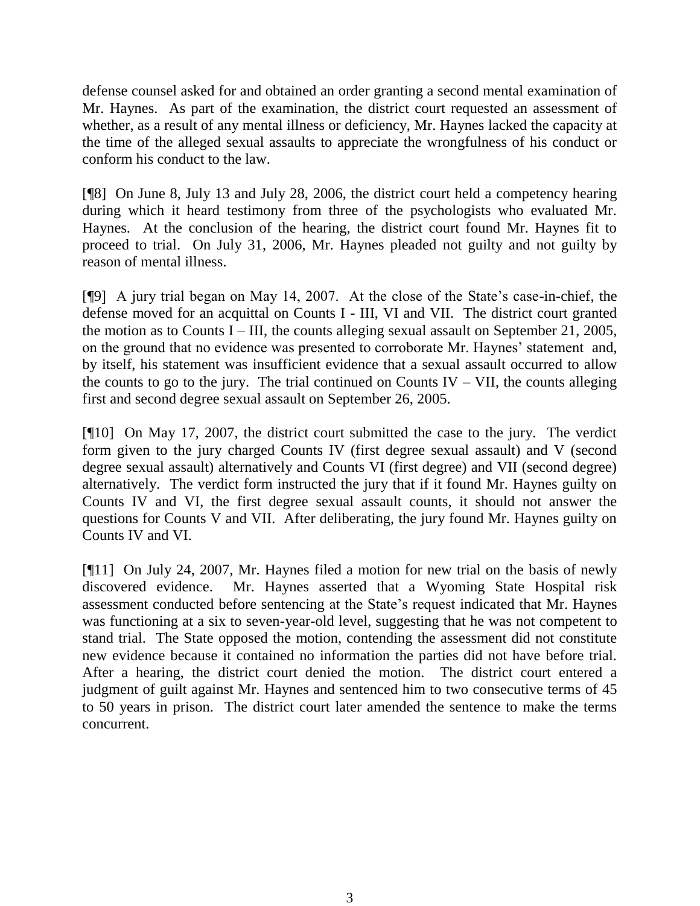defense counsel asked for and obtained an order granting a second mental examination of Mr. Haynes. As part of the examination, the district court requested an assessment of whether, as a result of any mental illness or deficiency, Mr. Haynes lacked the capacity at the time of the alleged sexual assaults to appreciate the wrongfulness of his conduct or conform his conduct to the law.

[¶8] On June 8, July 13 and July 28, 2006, the district court held a competency hearing during which it heard testimony from three of the psychologists who evaluated Mr. Haynes. At the conclusion of the hearing, the district court found Mr. Haynes fit to proceed to trial. On July 31, 2006, Mr. Haynes pleaded not guilty and not guilty by reason of mental illness.

[¶9] A jury trial began on May 14, 2007. At the close of the State's case-in-chief, the defense moved for an acquittal on Counts I - III, VI and VII. The district court granted the motion as to Counts I – III, the counts alleging sexual assault on September 21, 2005, on the ground that no evidence was presented to corroborate Mr. Haynes' statement and, by itself, his statement was insufficient evidence that a sexual assault occurred to allow the counts to go to the jury. The trial continued on Counts IV – VII, the counts alleging first and second degree sexual assault on September 26, 2005.

[¶10] On May 17, 2007, the district court submitted the case to the jury. The verdict form given to the jury charged Counts IV (first degree sexual assault) and V (second degree sexual assault) alternatively and Counts VI (first degree) and VII (second degree) alternatively. The verdict form instructed the jury that if it found Mr. Haynes guilty on Counts IV and VI, the first degree sexual assault counts, it should not answer the questions for Counts V and VII. After deliberating, the jury found Mr. Haynes guilty on Counts IV and VI.

[¶11] On July 24, 2007, Mr. Haynes filed a motion for new trial on the basis of newly discovered evidence. Mr. Haynes asserted that a Wyoming State Hospital risk assessment conducted before sentencing at the State's request indicated that Mr. Haynes was functioning at a six to seven-year-old level, suggesting that he was not competent to stand trial. The State opposed the motion, contending the assessment did not constitute new evidence because it contained no information the parties did not have before trial. After a hearing, the district court denied the motion. The district court entered a judgment of guilt against Mr. Haynes and sentenced him to two consecutive terms of 45 to 50 years in prison. The district court later amended the sentence to make the terms concurrent.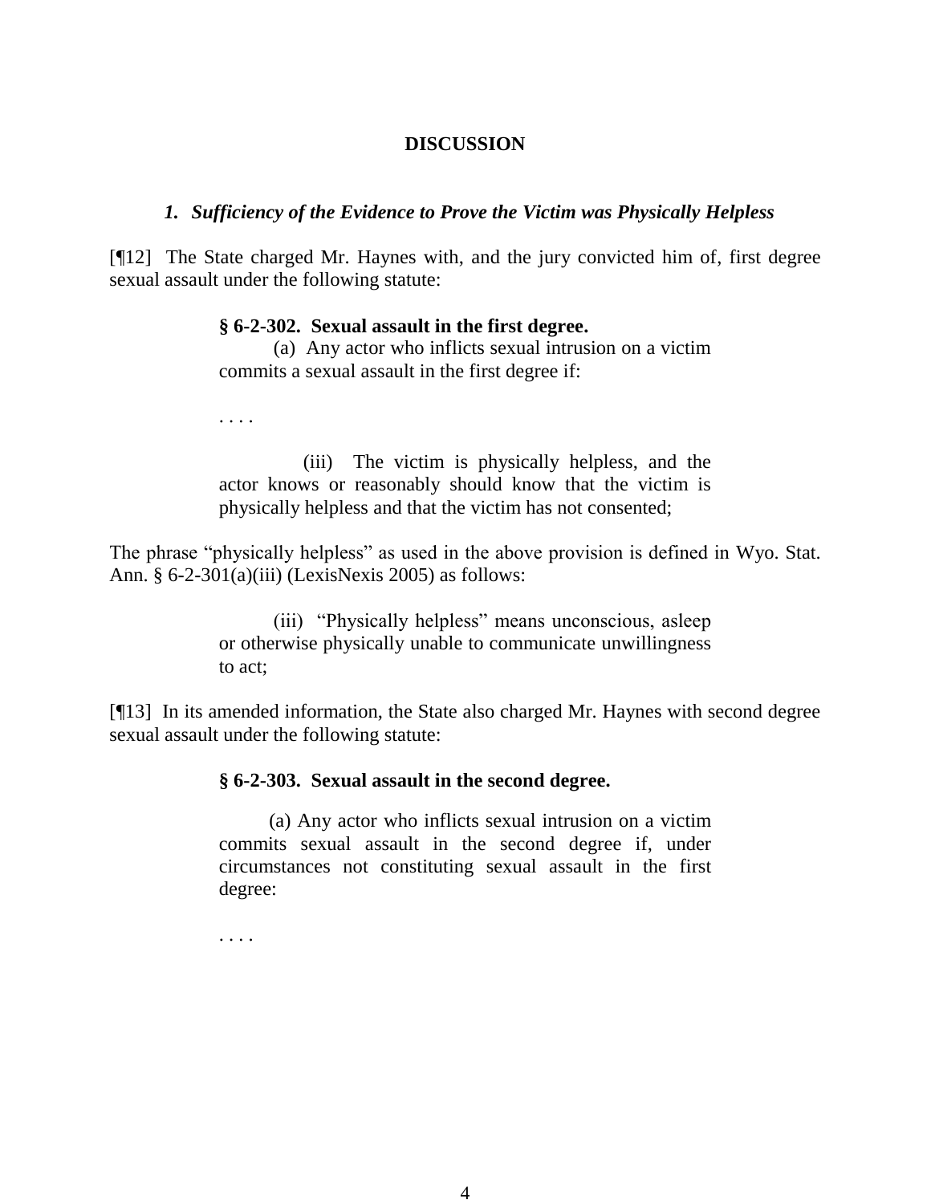## DISCUSSION

### *1. Sufficiency of the Evidence to Prove the Victim was Physically Helpless*

[¶12] The State charged Mr. Haynes with, and the jury convicted him of, first degree sexual assault under the following statute:

> **§ 6-2-302. Sexual assault in the first degree.**
>
> (a) Any actor who inflicts sexual intrusion on a victim commits a sexual assault in the first degree if:
>
> . . . .
>
> (iii) The victim is physically helpless, and the actor knows or reasonably should know that the victim is physically helpless and that the victim has not consented;

The phrase "physically helpless" as used in the above provision is defined in Wyo. Stat. Ann. § 6-2-301(a)(iii) (LexisNexis 2005) as follows:

> (iii) "Physically helpless" means unconscious, asleep or otherwise physically unable to communicate unwillingness to act;

[¶13] In its amended information, the State also charged Mr. Haynes with second degree sexual assault under the following statute:

> **§ 6-2-303. Sexual assault in the second degree.**
>
> (a) Any actor who inflicts sexual intrusion on a victim commits sexual assault in the second degree if, under circumstances not constituting sexual assault in the first degree:
>
> . . . .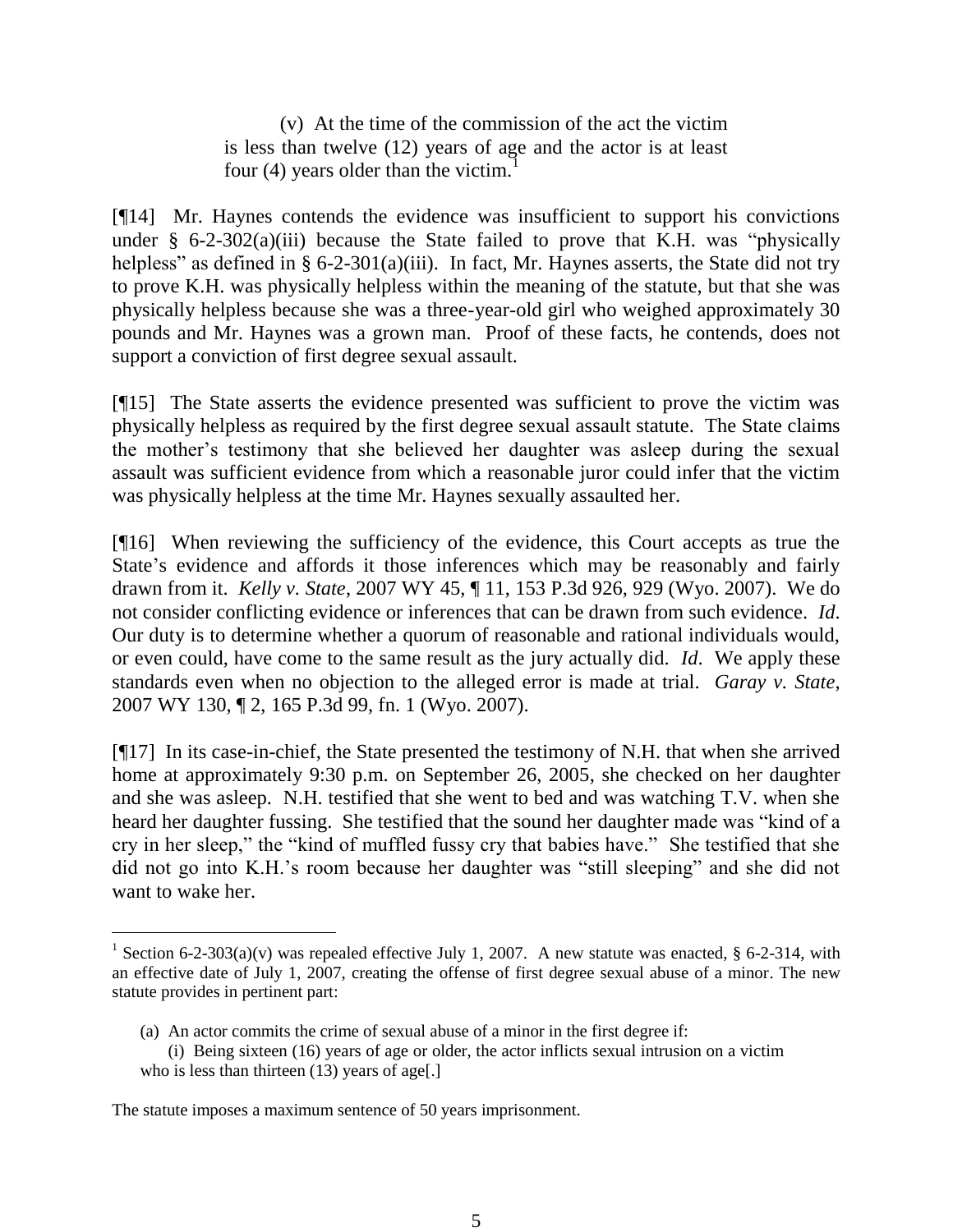> (v) At the time of the commission of the act the victim is less than twelve (12) years of age and the actor is at least four (4) years older than the victim.[1]

[¶14] Mr. Haynes contends the evidence was insufficient to support his convictions under § 6-2-302(a)(iii) because the State failed to prove that K.H. was "physically helpless" as defined in § 6-2-301(a)(iii). In fact, Mr. Haynes asserts, the State did not try to prove K.H. was physically helpless within the meaning of the statute, but that she was physically helpless because she was a three-year-old girl who weighed approximately 30 pounds and Mr. Haynes was a grown man. Proof of these facts, he contends, does not support a conviction of first degree sexual assault.

[¶15] The State asserts the evidence presented was sufficient to prove the victim was physically helpless as required by the first degree sexual assault statute. The State claims the mother's testimony that she believed her daughter was asleep during the sexual assault was sufficient evidence from which a reasonable juror could infer that the victim was physically helpless at the time Mr. Haynes sexually assaulted her.

[¶16] When reviewing the sufficiency of the evidence, this Court accepts as true the State's evidence and affords it those inferences which may be reasonably and fairly drawn from it. *Kelly v. State*, 2007 WY 45, ¶ 11, 153 P.3d 926, 929 (Wyo. 2007). We do not consider conflicting evidence or inferences that can be drawn from such evidence. *Id*. Our duty is to determine whether a quorum of reasonable and rational individuals would, or even could, have come to the same result as the jury actually did. *Id*. We apply these standards even when no objection to the alleged error is made at trial. *Garay v. State*, 2007 WY 130, ¶ 2, 165 P.3d 99, fn. 1 (Wyo. 2007).

[¶17] In its case-in-chief, the State presented the testimony of N.H. that when she arrived home at approximately 9:30 p.m. on September 26, 2005, she checked on her daughter and she was asleep. N.H. testified that she went to bed and was watching T.V. when she heard her daughter fussing. She testified that the sound her daughter made was "kind of a cry in her sleep," the "kind of muffled fussy cry that babies have." She testified that she did not go into K.H.'s room because her daughter was "still sleeping" and she did not want to wake her.

---

[1] Section 6-2-303(a)(v) was repealed effective July 1, 2007. A new statute was enacted, § 6-2-314, with an effective date of July 1, 2007, creating the offense of first degree sexual abuse of a minor. The new statute provides in pertinent part:

> (a) An actor commits the crime of sexual abuse of a minor in the first degree if:
>
> (i) Being sixteen (16) years of age or older, the actor inflicts sexual intrusion on a victim who is less than thirteen (13) years of age[.]

The statute imposes a maximum sentence of 50 years imprisonment.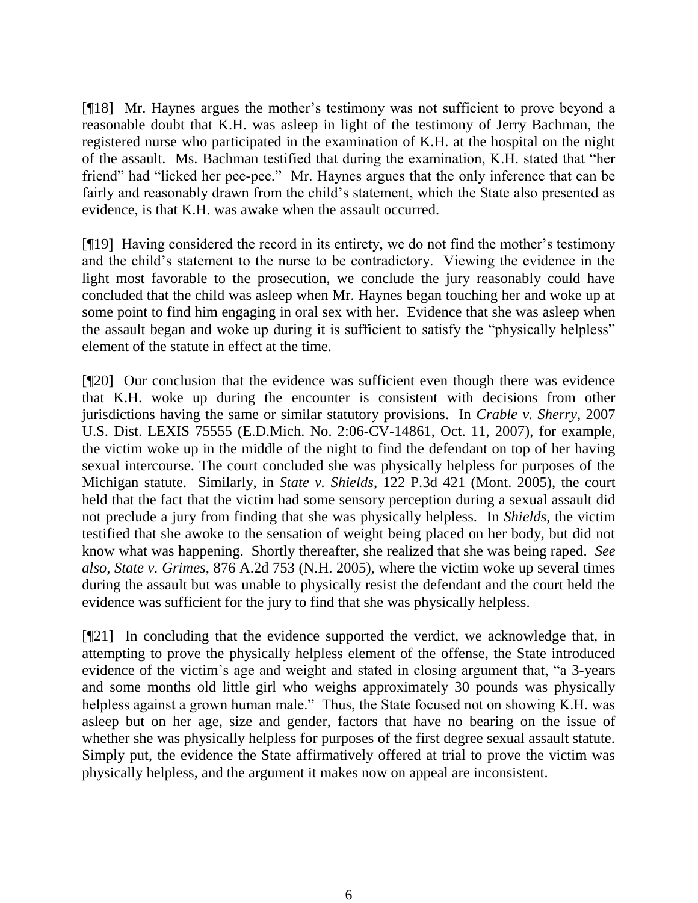[¶18] Mr. Haynes argues the mother's testimony was not sufficient to prove beyond a reasonable doubt that K.H. was asleep in light of the testimony of Jerry Bachman, the registered nurse who participated in the examination of K.H. at the hospital on the night of the assault. Ms. Bachman testified that during the examination, K.H. stated that "her friend" had "licked her pee-pee." Mr. Haynes argues that the only inference that can be fairly and reasonably drawn from the child's statement, which the State also presented as evidence, is that K.H. was awake when the assault occurred.

[¶19] Having considered the record in its entirety, we do not find the mother's testimony and the child's statement to the nurse to be contradictory. Viewing the evidence in the light most favorable to the prosecution, we conclude the jury reasonably could have concluded that the child was asleep when Mr. Haynes began touching her and woke up at some point to find him engaging in oral sex with her. Evidence that she was asleep when the assault began and woke up during it is sufficient to satisfy the "physically helpless" element of the statute in effect at the time.

[¶20] Our conclusion that the evidence was sufficient even though there was evidence that K.H. woke up during the encounter is consistent with decisions from other jurisdictions having the same or similar statutory provisions. In *Crable v. Sherry*, 2007 U.S. Dist. LEXIS 75555 (E.D.Mich. No. 2:06-CV-14861, Oct. 11, 2007), for example, the victim woke up in the middle of the night to find the defendant on top of her having sexual intercourse. The court concluded she was physically helpless for purposes of the Michigan statute. Similarly, in *State v. Shields*, 122 P.3d 421 (Mont. 2005), the court held that the fact that the victim had some sensory perception during a sexual assault did not preclude a jury from finding that she was physically helpless. In *Shields*, the victim testified that she awoke to the sensation of weight being placed on her body, but did not know what was happening. Shortly thereafter, she realized that she was being raped. *See also*, *State v. Grimes*, 876 A.2d 753 (N.H. 2005), where the victim woke up several times during the assault but was unable to physically resist the defendant and the court held the evidence was sufficient for the jury to find that she was physically helpless.

[¶21] In concluding that the evidence supported the verdict, we acknowledge that, in attempting to prove the physically helpless element of the offense, the State introduced evidence of the victim's age and weight and stated in closing argument that, "a 3-years and some months old little girl who weighs approximately 30 pounds was physically helpless against a grown human male." Thus, the State focused not on showing K.H. was asleep but on her age, size and gender, factors that have no bearing on the issue of whether she was physically helpless for purposes of the first degree sexual assault statute. Simply put, the evidence the State affirmatively offered at trial to prove the victim was physically helpless, and the argument it makes now on appeal are inconsistent.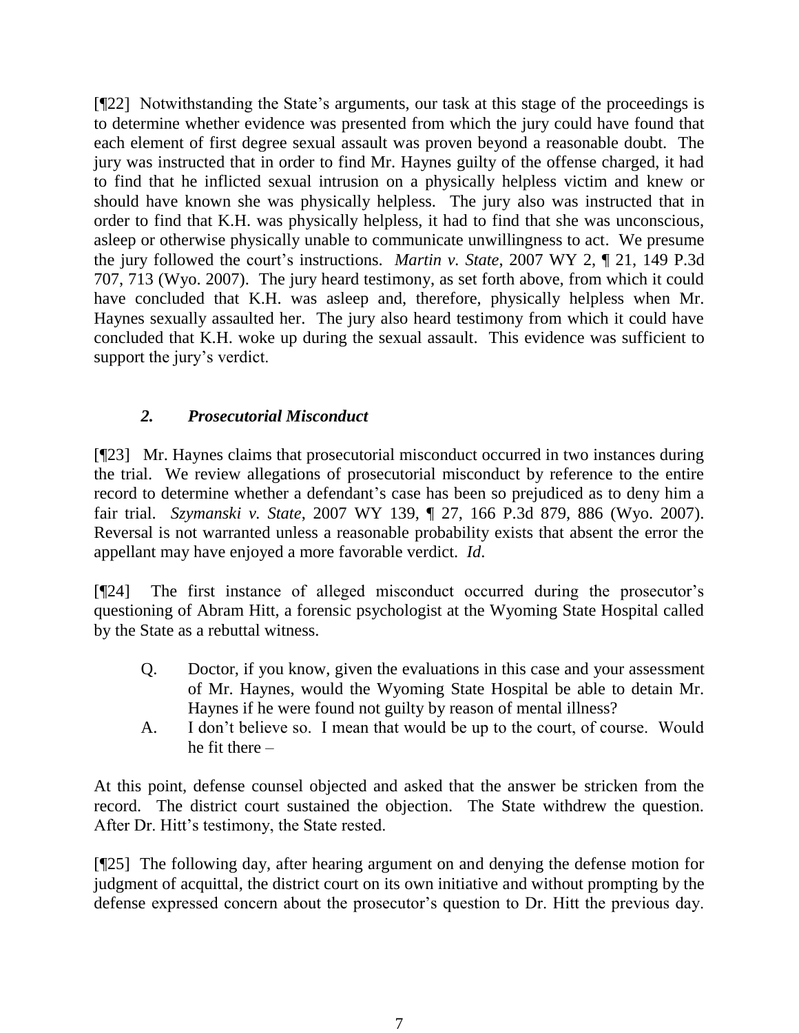[¶22] Notwithstanding the State's arguments, our task at this stage of the proceedings is to determine whether evidence was presented from which the jury could have found that each element of first degree sexual assault was proven beyond a reasonable doubt. The jury was instructed that in order to find Mr. Haynes guilty of the offense charged, it had to find that he inflicted sexual intrusion on a physically helpless victim and knew or should have known she was physically helpless. The jury also was instructed that in order to find that K.H. was physically helpless, it had to find that she was unconscious, asleep or otherwise physically unable to communicate unwillingness to act. We presume the jury followed the court's instructions. *Martin v. State*, 2007 WY 2, ¶ 21, 149 P.3d 707, 713 (Wyo. 2007). The jury heard testimony, as set forth above, from which it could have concluded that K.H. was asleep and, therefore, physically helpless when Mr. Haynes sexually assaulted her. The jury also heard testimony from which it could have concluded that K.H. woke up during the sexual assault. This evidence was sufficient to support the jury's verdict.

### *2. Prosecutorial Misconduct*

[¶23] Mr. Haynes claims that prosecutorial misconduct occurred in two instances during the trial. We review allegations of prosecutorial misconduct by reference to the entire record to determine whether a defendant's case has been so prejudiced as to deny him a fair trial. *Szymanski v. State*, 2007 WY 139, ¶ 27, 166 P.3d 879, 886 (Wyo. 2007). Reversal is not warranted unless a reasonable probability exists that absent the error the appellant may have enjoyed a more favorable verdict. *Id.*

[¶24] The first instance of alleged misconduct occurred during the prosecutor's questioning of Abram Hitt, a forensic psychologist at the Wyoming State Hospital called by the State as a rebuttal witness.

> Q. Doctor, if you know, given the evaluations in this case and your assessment of Mr. Haynes, would the Wyoming State Hospital be able to detain Mr. Haynes if he were found not guilty by reason of mental illness?
>
> A. I don't believe so. I mean that would be up to the court, of course. Would he fit there –

At this point, defense counsel objected and asked that the answer be stricken from the record. The district court sustained the objection. The State withdrew the question. After Dr. Hitt's testimony, the State rested.

[¶25] The following day, after hearing argument on and denying the defense motion for judgment of acquittal, the district court on its own initiative and without prompting by the defense expressed concern about the prosecutor's question to Dr. Hitt the previous day.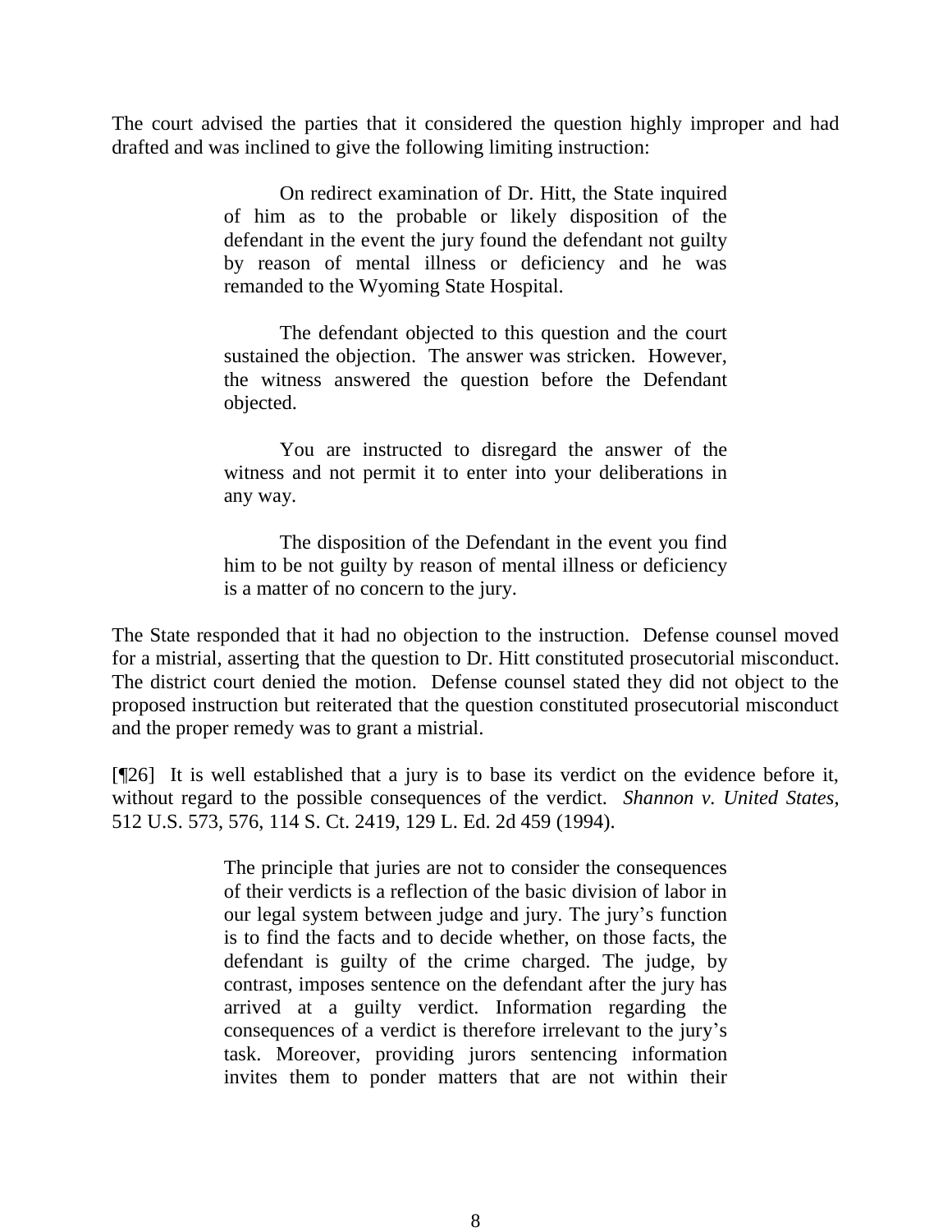The court advised the parties that it considered the question highly improper and had drafted and was inclined to give the following limiting instruction:

> On redirect examination of Dr. Hitt, the State inquired of him as to the probable or likely disposition of the defendant in the event the jury found the defendant not guilty by reason of mental illness or deficiency and he was remanded to the Wyoming State Hospital.
>
> The defendant objected to this question and the court sustained the objection. The answer was stricken. However, the witness answered the question before the Defendant objected.
>
> You are instructed to disregard the answer of the witness and not permit it to enter into your deliberations in any way.
>
> The disposition of the Defendant in the event you find him to be not guilty by reason of mental illness or deficiency is a matter of no concern to the jury.

The State responded that it had no objection to the instruction. Defense counsel moved for a mistrial, asserting that the question to Dr. Hitt constituted prosecutorial misconduct. The district court denied the motion. Defense counsel stated they did not object to the proposed instruction but reiterated that the question constituted prosecutorial misconduct and the proper remedy was to grant a mistrial.

[¶26] It is well established that a jury is to base its verdict on the evidence before it, without regard to the possible consequences of the verdict. *Shannon v. United States*, 512 U.S. 573, 576, 114 S. Ct. 2419, 129 L. Ed. 2d 459 (1994).

> The principle that juries are not to consider the consequences of their verdicts is a reflection of the basic division of labor in our legal system between judge and jury. The jury's function is to find the facts and to decide whether, on those facts, the defendant is guilty of the crime charged. The judge, by contrast, imposes sentence on the defendant after the jury has arrived at a guilty verdict. Information regarding the consequences of a verdict is therefore irrelevant to the jury's task. Moreover, providing jurors sentencing information invites them to ponder matters that are not within their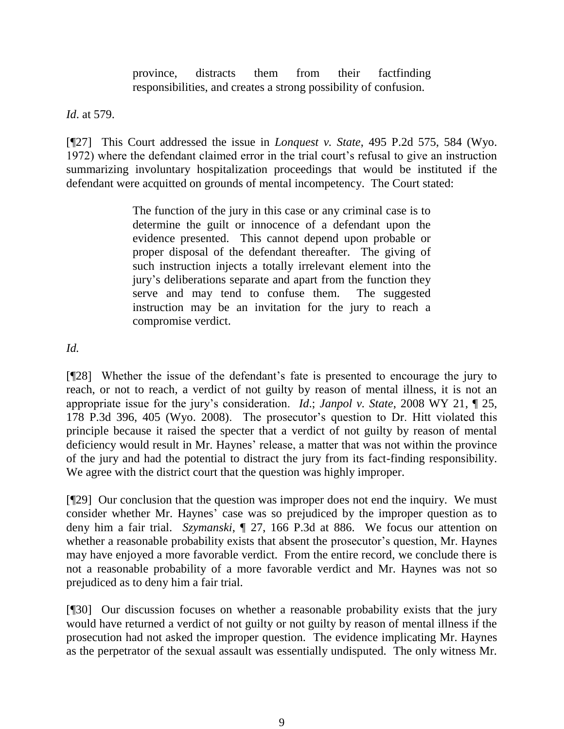> province, distracts them from their factfinding responsibilities, and creates a strong possibility of confusion.

*Id*. at 579.

[¶27] This Court addressed the issue in *Lonquest v. State*, 495 P.2d 575, 584 (Wyo. 1972) where the defendant claimed error in the trial court's refusal to give an instruction summarizing involuntary hospitalization proceedings that would be instituted if the defendant were acquitted on grounds of mental incompetency. The Court stated:

> The function of the jury in this case or any criminal case is to determine the guilt or innocence of a defendant upon the evidence presented. This cannot depend upon probable or proper disposal of the defendant thereafter. The giving of such instruction injects a totally irrelevant element into the jury's deliberations separate and apart from the function they serve and may tend to confuse them. The suggested instruction may be an invitation for the jury to reach a compromise verdict.

*Id.*

[¶28] Whether the issue of the defendant's fate is presented to encourage the jury to reach, or not to reach, a verdict of not guilty by reason of mental illness, it is not an appropriate issue for the jury's consideration. *Id*.; *Janpol v. State*, 2008 WY 21, ¶ 25, 178 P.3d 396, 405 (Wyo. 2008). The prosecutor's question to Dr. Hitt violated this principle because it raised the specter that a verdict of not guilty by reason of mental deficiency would result in Mr. Haynes' release, a matter that was not within the province of the jury and had the potential to distract the jury from its fact-finding responsibility. We agree with the district court that the question was highly improper.

[¶29] Our conclusion that the question was improper does not end the inquiry. We must consider whether Mr. Haynes' case was so prejudiced by the improper question as to deny him a fair trial. *Szymanski*, ¶ 27, 166 P.3d at 886. We focus our attention on whether a reasonable probability exists that absent the prosecutor's question, Mr. Haynes may have enjoyed a more favorable verdict. From the entire record, we conclude there is not a reasonable probability of a more favorable verdict and Mr. Haynes was not so prejudiced as to deny him a fair trial.

[¶30] Our discussion focuses on whether a reasonable probability exists that the jury would have returned a verdict of not guilty or not guilty by reason of mental illness if the prosecution had not asked the improper question. The evidence implicating Mr. Haynes as the perpetrator of the sexual assault was essentially undisputed. The only witness Mr.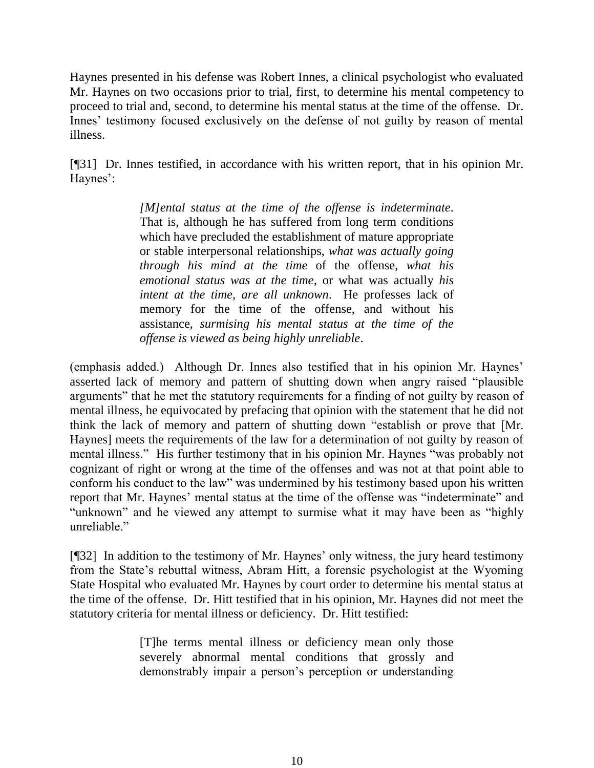Haynes presented in his defense was Robert Innes, a clinical psychologist who evaluated Mr. Haynes on two occasions prior to trial, first, to determine his mental competency to proceed to trial and, second, to determine his mental status at the time of the offense. Dr. Innes' testimony focused exclusively on the defense of not guilty by reason of mental illness.

[¶31] Dr. Innes testified, in accordance with his written report, that in his opinion Mr. Haynes':

> *[M]ental status at the time of the offense is indeterminate*. That is, although he has suffered from long term conditions which have precluded the establishment of mature appropriate or stable interpersonal relationships, *what was actually going through his mind at the time* of the offense, *what his emotional status was at the time*, or what was actually *his intent at the time*, *are all unknown*. He professes lack of memory for the time of the offense, and without his assistance, *surmising his mental status at the time of the offense is viewed as being highly unreliable*.

(emphasis added.) Although Dr. Innes also testified that in his opinion Mr. Haynes' asserted lack of memory and pattern of shutting down when angry raised "plausible arguments" that he met the statutory requirements for a finding of not guilty by reason of mental illness, he equivocated by prefacing that opinion with the statement that he did not think the lack of memory and pattern of shutting down "establish or prove that [Mr. Haynes] meets the requirements of the law for a determination of not guilty by reason of mental illness." His further testimony that in his opinion Mr. Haynes "was probably not cognizant of right or wrong at the time of the offenses and was not at that point able to conform his conduct to the law" was undermined by his testimony based upon his written report that Mr. Haynes' mental status at the time of the offense was "indeterminate" and "unknown" and he viewed any attempt to surmise what it may have been as "highly unreliable."

[¶32] In addition to the testimony of Mr. Haynes' only witness, the jury heard testimony from the State's rebuttal witness, Abram Hitt, a forensic psychologist at the Wyoming State Hospital who evaluated Mr. Haynes by court order to determine his mental status at the time of the offense. Dr. Hitt testified that in his opinion, Mr. Haynes did not meet the statutory criteria for mental illness or deficiency. Dr. Hitt testified:

> [T]he terms mental illness or deficiency mean only those severely abnormal mental conditions that grossly and demonstrably impair a person's perception or understanding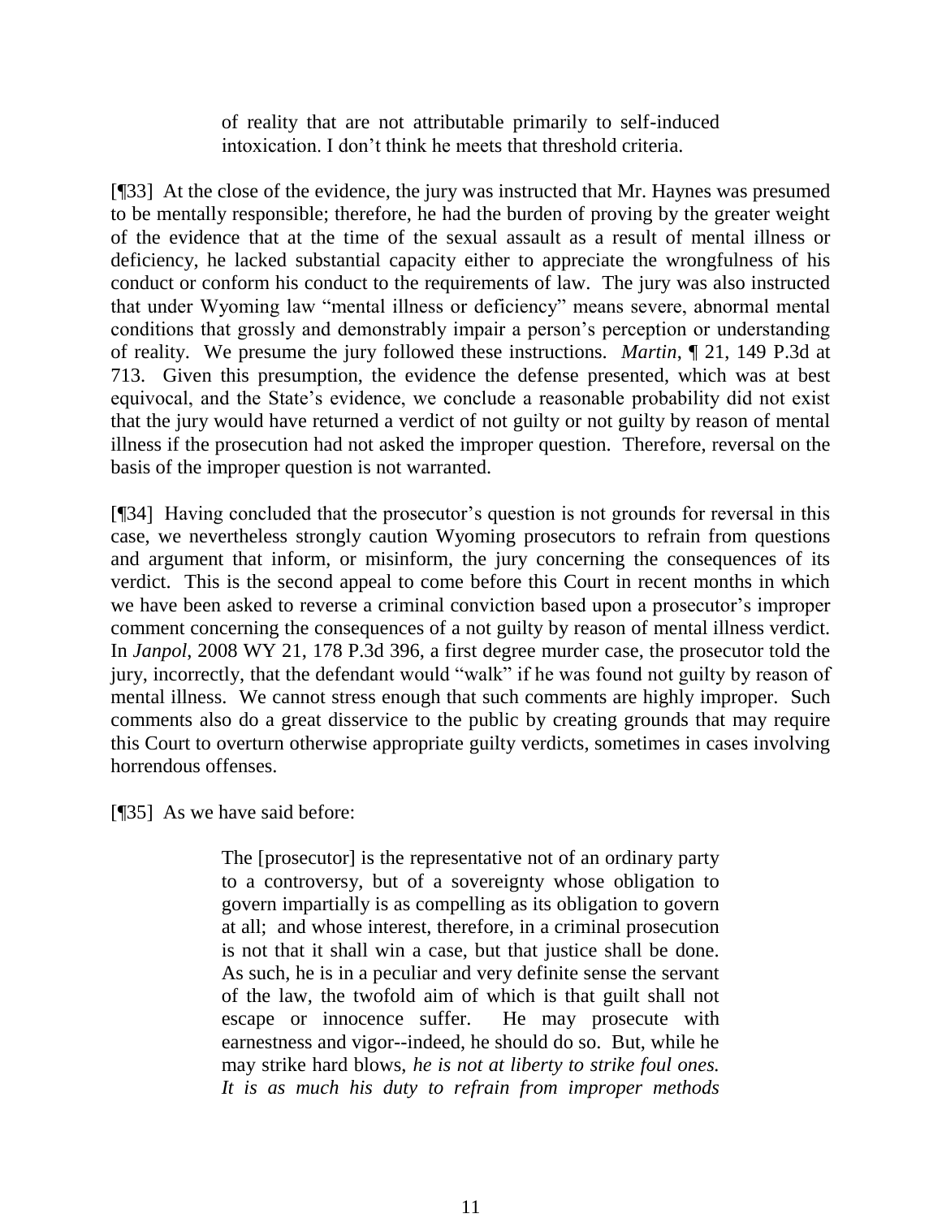> of reality that are not attributable primarily to self-induced intoxication. I don't think he meets that threshold criteria.

[¶33] At the close of the evidence, the jury was instructed that Mr. Haynes was presumed to be mentally responsible; therefore, he had the burden of proving by the greater weight of the evidence that at the time of the sexual assault as a result of mental illness or deficiency, he lacked substantial capacity either to appreciate the wrongfulness of his conduct or conform his conduct to the requirements of law. The jury was also instructed that under Wyoming law "mental illness or deficiency" means severe, abnormal mental conditions that grossly and demonstrably impair a person's perception or understanding of reality. We presume the jury followed these instructions. *Martin*, ¶ 21, 149 P.3d at 713. Given this presumption, the evidence the defense presented, which was at best equivocal, and the State's evidence, we conclude a reasonable probability did not exist that the jury would have returned a verdict of not guilty or not guilty by reason of mental illness if the prosecution had not asked the improper question. Therefore, reversal on the basis of the improper question is not warranted.

[¶34] Having concluded that the prosecutor's question is not grounds for reversal in this case, we nevertheless strongly caution Wyoming prosecutors to refrain from questions and argument that inform, or misinform, the jury concerning the consequences of its verdict. This is the second appeal to come before this Court in recent months in which we have been asked to reverse a criminal conviction based upon a prosecutor's improper comment concerning the consequences of a not guilty by reason of mental illness verdict. In *Janpol*, 2008 WY 21, 178 P.3d 396, a first degree murder case, the prosecutor told the jury, incorrectly, that the defendant would "walk" if he was found not guilty by reason of mental illness. We cannot stress enough that such comments are highly improper. Such comments also do a great disservice to the public by creating grounds that may require this Court to overturn otherwise appropriate guilty verdicts, sometimes in cases involving horrendous offenses.

[¶35] As we have said before:

> The [prosecutor] is the representative not of an ordinary party to a controversy, but of a sovereignty whose obligation to govern impartially is as compelling as its obligation to govern at all; and whose interest, therefore, in a criminal prosecution is not that it shall win a case, but that justice shall be done. As such, he is in a peculiar and very definite sense the servant of the law, the twofold aim of which is that guilt shall not escape or innocence suffer. He may prosecute with earnestness and vigor--indeed, he should do so. But, while he may strike hard blows, *he is not at liberty to strike foul ones. It is as much his duty to refrain from improper methods*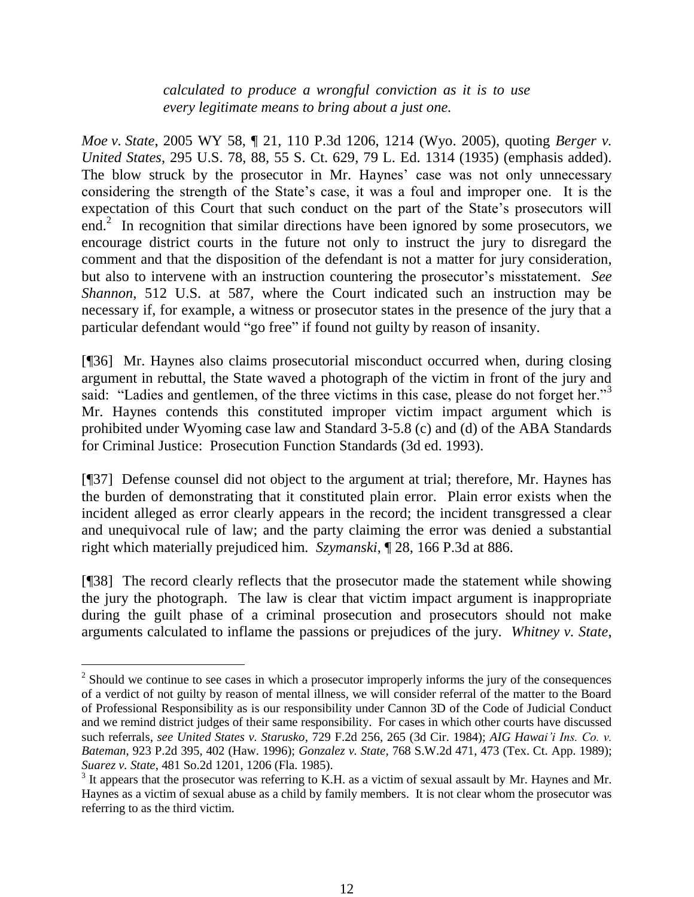> *calculated to produce a wrongful conviction as it is to use every legitimate means to bring about a just one.*

*Moe v. State*, 2005 WY 58, ¶ 21, 110 P.3d 1206, 1214 (Wyo. 2005), quoting *Berger v. United States*, 295 U.S. 78, 88, 55 S. Ct. 629, 79 L. Ed. 1314 (1935) (emphasis added). The blow struck by the prosecutor in Mr. Haynes' case was not only unnecessary considering the strength of the State's case, it was a foul and improper one. It is the expectation of this Court that such conduct on the part of the State's prosecutors will end.[2] In recognition that similar directions have been ignored by some prosecutors, we encourage district courts in the future not only to instruct the jury to disregard the comment and that the disposition of the defendant is not a matter for jury consideration, but also to intervene with an instruction countering the prosecutor's misstatement. *See Shannon*, 512 U.S. at 587, where the Court indicated such an instruction may be necessary if, for example, a witness or prosecutor states in the presence of the jury that a particular defendant would "go free" if found not guilty by reason of insanity.

[¶36] Mr. Haynes also claims prosecutorial misconduct occurred when, during closing argument in rebuttal, the State waved a photograph of the victim in front of the jury and said: "Ladies and gentlemen, of the three victims in this case, please do not forget her."[3] Mr. Haynes contends this constituted improper victim impact argument which is prohibited under Wyoming case law and Standard 3-5.8 (c) and (d) of the ABA Standards for Criminal Justice: Prosecution Function Standards (3d ed. 1993).

[¶37] Defense counsel did not object to the argument at trial; therefore, Mr. Haynes has the burden of demonstrating that it constituted plain error. Plain error exists when the incident alleged as error clearly appears in the record; the incident transgressed a clear and unequivocal rule of law; and the party claiming the error was denied a substantial right which materially prejudiced him. *Szymanski*, ¶ 28, 166 P.3d at 886.

[¶38] The record clearly reflects that the prosecutor made the statement while showing the jury the photograph. The law is clear that victim impact argument is inappropriate during the guilt phase of a criminal prosecution and prosecutors should not make arguments calculated to inflame the passions or prejudices of the jury. *Whitney v. State*,

---

[2] Should we continue to see cases in which a prosecutor improperly informs the jury of the consequences of a verdict of not guilty by reason of mental illness, we will consider referral of the matter to the Board of Professional Responsibility as is our responsibility under Cannon 3D of the Code of Judicial Conduct and we remind district judges of their same responsibility. For cases in which other courts have discussed such referrals, *see United States v. Starusko*, 729 F.2d 256, 265 (3d Cir. 1984); *AIG Hawai'i Ins. Co. v. Bateman*, 923 P.2d 395, 402 (Haw. 1996); *Gonzalez v. State*, 768 S.W.2d 471, 473 (Tex. Ct. App. 1989); *Suarez v. State*, 481 So.2d 1201, 1206 (Fla. 1985).

[3] It appears that the prosecutor was referring to K.H. as a victim of sexual assault by Mr. Haynes and Mr. Haynes as a victim of sexual abuse as a child by family members. It is not clear whom the prosecutor was referring to as the third victim.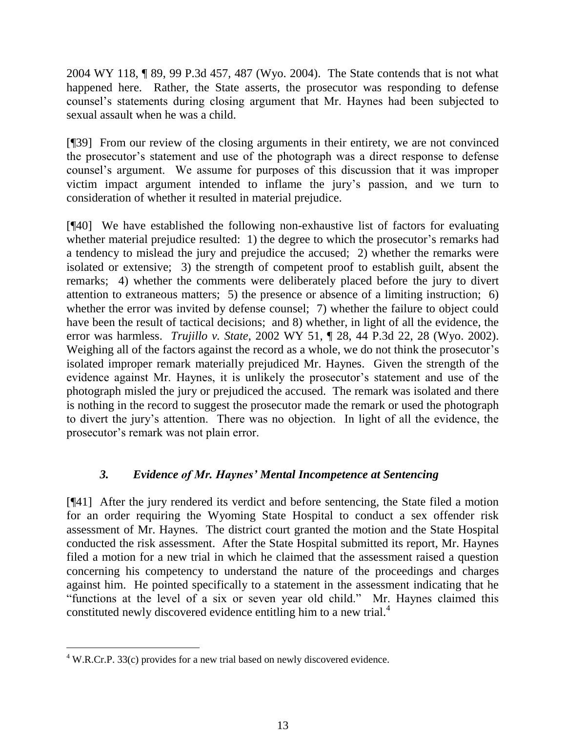2004 WY 118, ¶ 89, 99 P.3d 457, 487 (Wyo. 2004). The State contends that is not what happened here. Rather, the State asserts, the prosecutor was responding to defense counsel's statements during closing argument that Mr. Haynes had been subjected to sexual assault when he was a child.

[¶39] From our review of the closing arguments in their entirety, we are not convinced the prosecutor's statement and use of the photograph was a direct response to defense counsel's argument. We assume for purposes of this discussion that it was improper victim impact argument intended to inflame the jury's passion, and we turn to consideration of whether it resulted in material prejudice.

[¶40] We have established the following non-exhaustive list of factors for evaluating whether material prejudice resulted: 1) the degree to which the prosecutor's remarks had a tendency to mislead the jury and prejudice the accused; 2) whether the remarks were isolated or extensive; 3) the strength of competent proof to establish guilt, absent the remarks; 4) whether the comments were deliberately placed before the jury to divert attention to extraneous matters; 5) the presence or absence of a limiting instruction; 6) whether the error was invited by defense counsel; 7) whether the failure to object could have been the result of tactical decisions; and 8) whether, in light of all the evidence, the error was harmless. *Trujillo v. State*, 2002 WY 51, ¶ 28, 44 P.3d 22, 28 (Wyo. 2002). Weighing all of the factors against the record as a whole, we do not think the prosecutor's isolated improper remark materially prejudiced Mr. Haynes. Given the strength of the evidence against Mr. Haynes, it is unlikely the prosecutor's statement and use of the photograph misled the jury or prejudiced the accused. The remark was isolated and there is nothing in the record to suggest the prosecutor made the remark or used the photograph to divert the jury's attention. There was no objection. In light of all the evidence, the prosecutor's remark was not plain error.

### *3. Evidence of Mr. Haynes' Mental Incompetence at Sentencing*

[¶41] After the jury rendered its verdict and before sentencing, the State filed a motion for an order requiring the Wyoming State Hospital to conduct a sex offender risk assessment of Mr. Haynes. The district court granted the motion and the State Hospital conducted the risk assessment. After the State Hospital submitted its report, Mr. Haynes filed a motion for a new trial in which he claimed that the assessment raised a question concerning his competency to understand the nature of the proceedings and charges against him. He pointed specifically to a statement in the assessment indicating that he "functions at the level of a six or seven year old child." Mr. Haynes claimed this constituted newly discovered evidence entitling him to a new trial.[4]

---

[4] W.R.Cr.P. 33(c) provides for a new trial based on newly discovered evidence.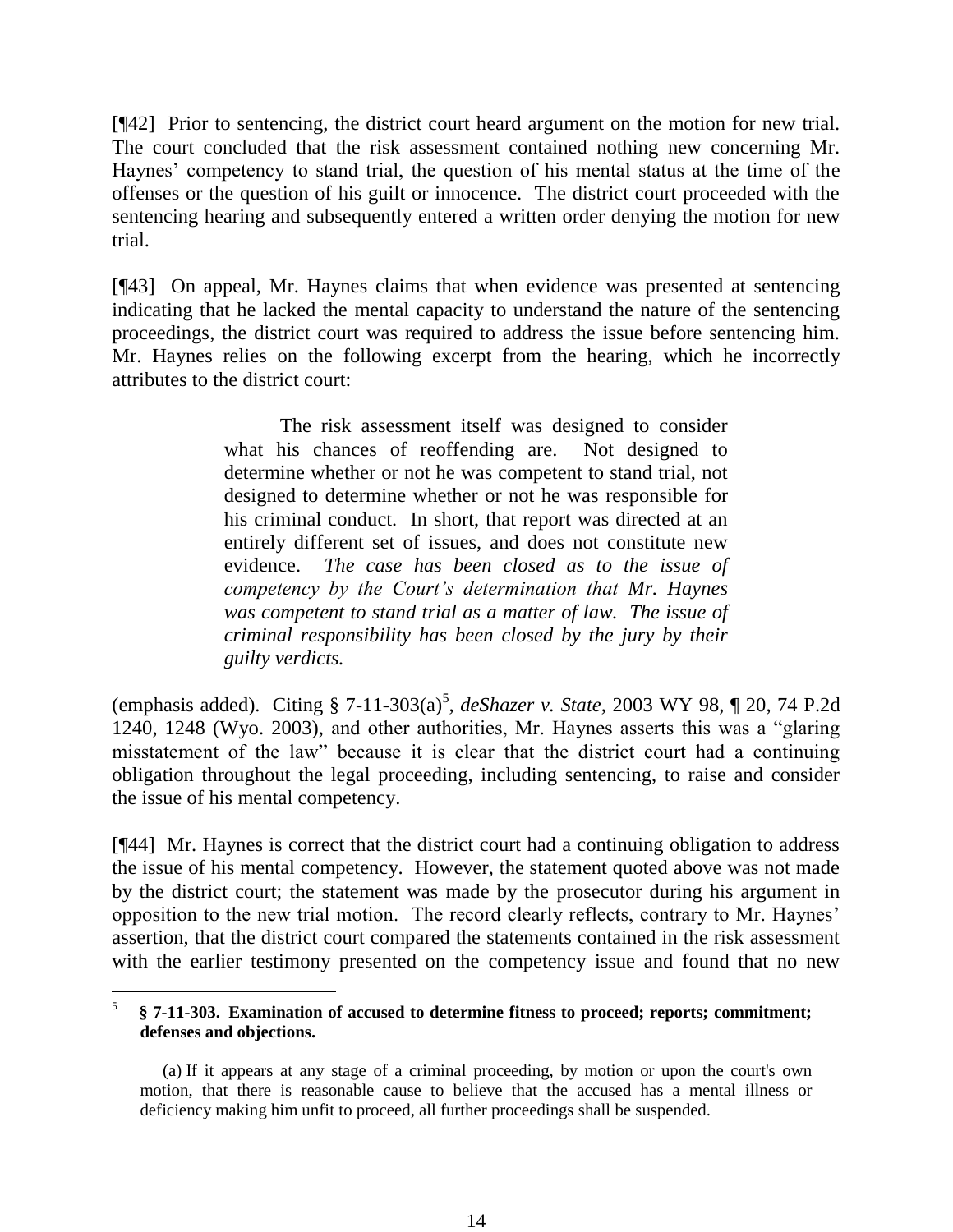[¶42] Prior to sentencing, the district court heard argument on the motion for new trial. The court concluded that the risk assessment contained nothing new concerning Mr. Haynes' competency to stand trial, the question of his mental status at the time of the offenses or the question of his guilt or innocence. The district court proceeded with the sentencing hearing and subsequently entered a written order denying the motion for new trial.

[¶43] On appeal, Mr. Haynes claims that when evidence was presented at sentencing indicating that he lacked the mental capacity to understand the nature of the sentencing proceedings, the district court was required to address the issue before sentencing him. Mr. Haynes relies on the following excerpt from the hearing, which he incorrectly attributes to the district court:

> The risk assessment itself was designed to consider what his chances of reoffending are. Not designed to determine whether or not he was competent to stand trial, not designed to determine whether or not he was responsible for his criminal conduct. In short, that report was directed at an entirely different set of issues, and does not constitute new evidence. *The case has been closed as to the issue of competency by the Court's determination that Mr. Haynes was competent to stand trial as a matter of law. The issue of criminal responsibility has been closed by the jury by their guilty verdicts.*

(emphasis added). Citing § 7-11-303(a)[5], *deShazer v. State*, 2003 WY 98, ¶ 20, 74 P.2d 1240, 1248 (Wyo. 2003), and other authorities, Mr. Haynes asserts this was a "glaring misstatement of the law" because it is clear that the district court had a continuing obligation throughout the legal proceeding, including sentencing, to raise and consider the issue of his mental competency.

[¶44] Mr. Haynes is correct that the district court had a continuing obligation to address the issue of his mental competency. However, the statement quoted above was not made by the district court; the statement was made by the prosecutor during his argument in opposition to the new trial motion. The record clearly reflects, contrary to Mr. Haynes' assertion, that the district court compared the statements contained in the risk assessment with the earlier testimony presented on the competency issue and found that no new

---

[5] **§ 7-11-303. Examination of accused to determine fitness to proceed; reports; commitment; defenses and objections.**

(a) If it appears at any stage of a criminal proceeding, by motion or upon the court's own motion, that there is reasonable cause to believe that the accused has a mental illness or deficiency making him unfit to proceed, all further proceedings shall be suspended.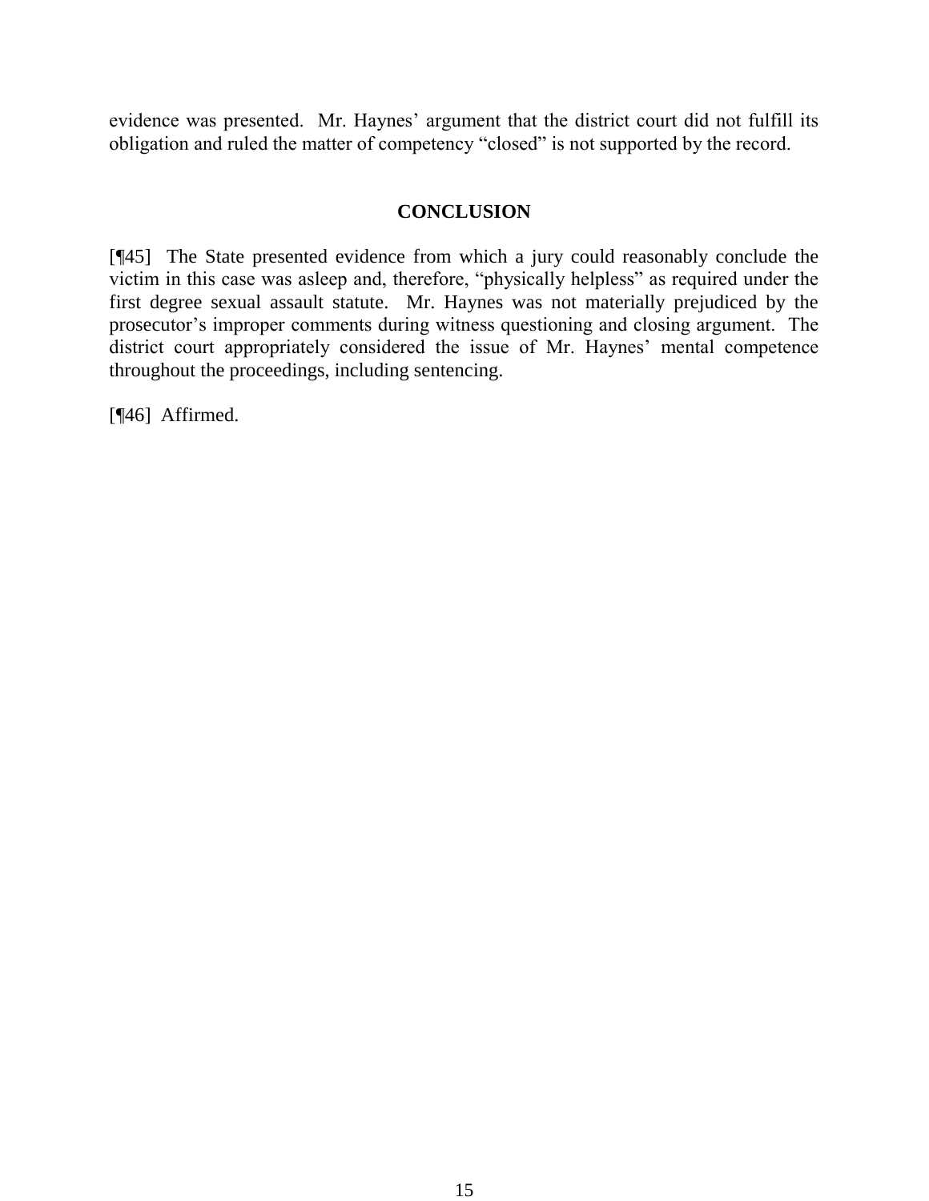evidence was presented. Mr. Haynes' argument that the district court did not fulfill its obligation and ruled the matter of competency "closed" is not supported by the record.

## CONCLUSION

[¶45] The State presented evidence from which a jury could reasonably conclude the victim in this case was asleep and, therefore, "physically helpless" as required under the first degree sexual assault statute. Mr. Haynes was not materially prejudiced by the prosecutor's improper comments during witness questioning and closing argument. The district court appropriately considered the issue of Mr. Haynes' mental competence throughout the proceedings, including sentencing.

[¶46] Affirmed.